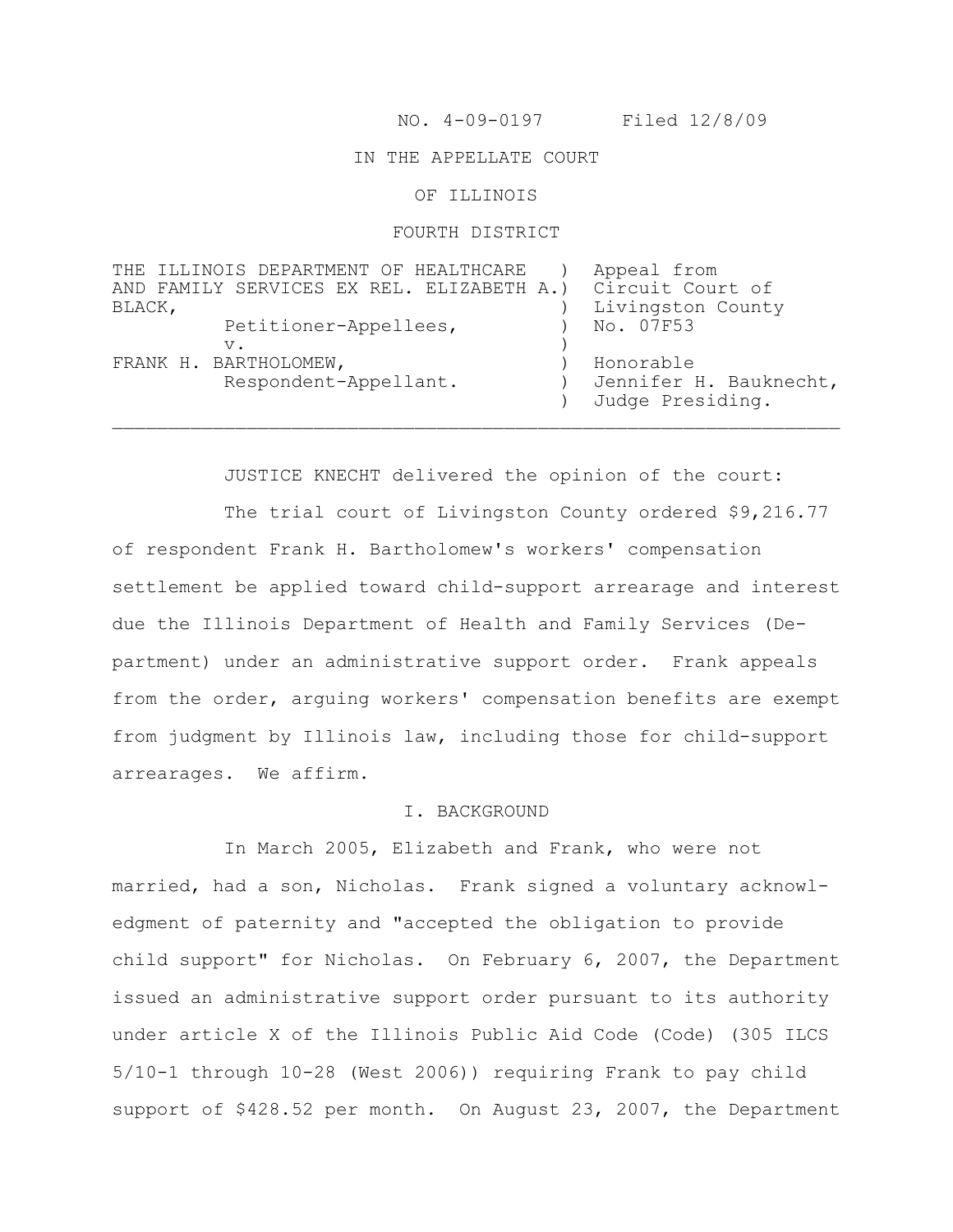NO. 4-09-0197 Filed 12/8/09

IN THE APPELLATE COURT

OF ILLINOIS

FOURTH DISTRICT

| | | |
|---|---|---|
| THE ILLINOIS DEPARTMENT OF HEALTHCARE AND FAMILY SERVICES EX REL. ELIZABETH A. BLACK, Petitioner-Appellees, | ) | Appeal from Circuit Court of Livingston County No. 07F53 |
| v. | ) | |
| FRANK H. BARTHOLOMEW, Respondent-Appellant. | ) | Honorable Jennifer H. Bauknecht, Judge Presiding. |

JUSTICE KNECHT delivered the opinion of the court:

The trial court of Livingston County ordered $9,216.77 of respondent Frank H. Bartholomew's workers' compensation settlement be applied toward child-support arrearage and interest due the Illinois Department of Health and Family Services (Department) under an administrative support order. Frank appeals from the order, arguing workers' compensation benefits are exempt from judgment by Illinois law, including those for child-support arrearages. We affirm.

## I. BACKGROUND

In March 2005, Elizabeth and Frank, who were not married, had a son, Nicholas. Frank signed a voluntary acknowledgment of paternity and "accepted the obligation to provide child support" for Nicholas. On February 6, 2007, the Department issued an administrative support order pursuant to its authority under article X of the Illinois Public Aid Code (Code) (305 ILCS 5/10-1 through 10-28 (West 2006)) requiring Frank to pay child support of $428.52 per month. On August 23, 2007, the Department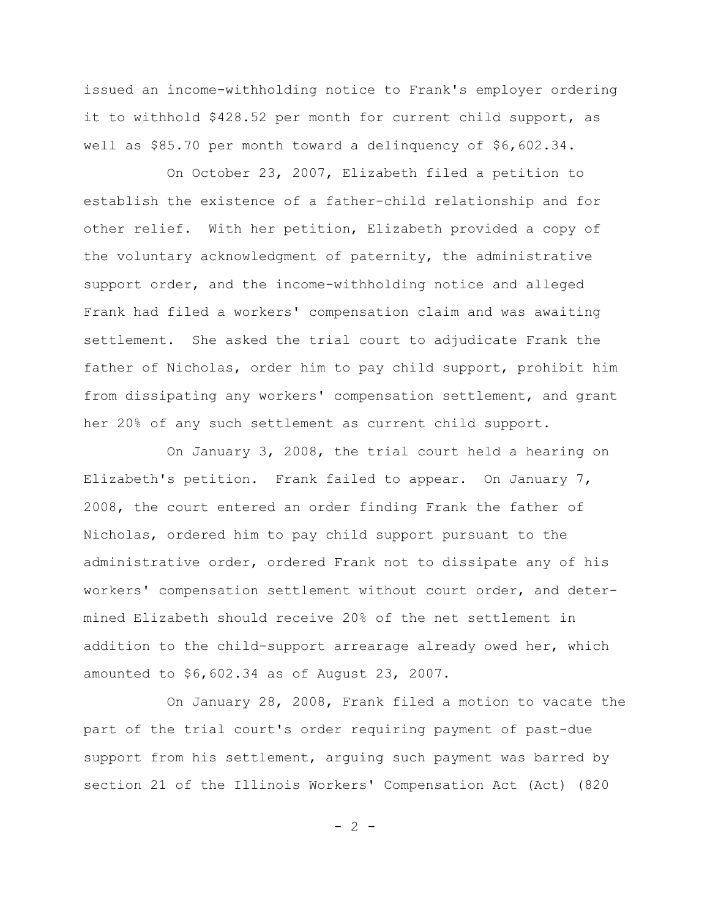issued an income-withholding notice to Frank's employer ordering it to withhold $428.52 per month for current child support, as well as $85.70 per month toward a delinquency of $6,602.34.

On October 23, 2007, Elizabeth filed a petition to establish the existence of a father-child relationship and for other relief. With her petition, Elizabeth provided a copy of the voluntary acknowledgment of paternity, the administrative support order, and the income-withholding notice and alleged Frank had filed a workers' compensation claim and was awaiting settlement. She asked the trial court to adjudicate Frank the father of Nicholas, order him to pay child support, prohibit him from dissipating any workers' compensation settlement, and grant her 20% of any such settlement as current child support.

On January 3, 2008, the trial court held a hearing on Elizabeth's petition. Frank failed to appear. On January 7, 2008, the court entered an order finding Frank the father of Nicholas, ordered him to pay child support pursuant to the administrative order, ordered Frank not to dissipate any of his workers' compensation settlement without court order, and determined Elizabeth should receive 20% of the net settlement in addition to the child-support arrearage already owed her, which amounted to $6,602.34 as of August 23, 2007.

On January 28, 2008, Frank filed a motion to vacate the part of the trial court's order requiring payment of past-due support from his settlement, arguing such payment was barred by section 21 of the Illinois Workers' Compensation Act (Act) (820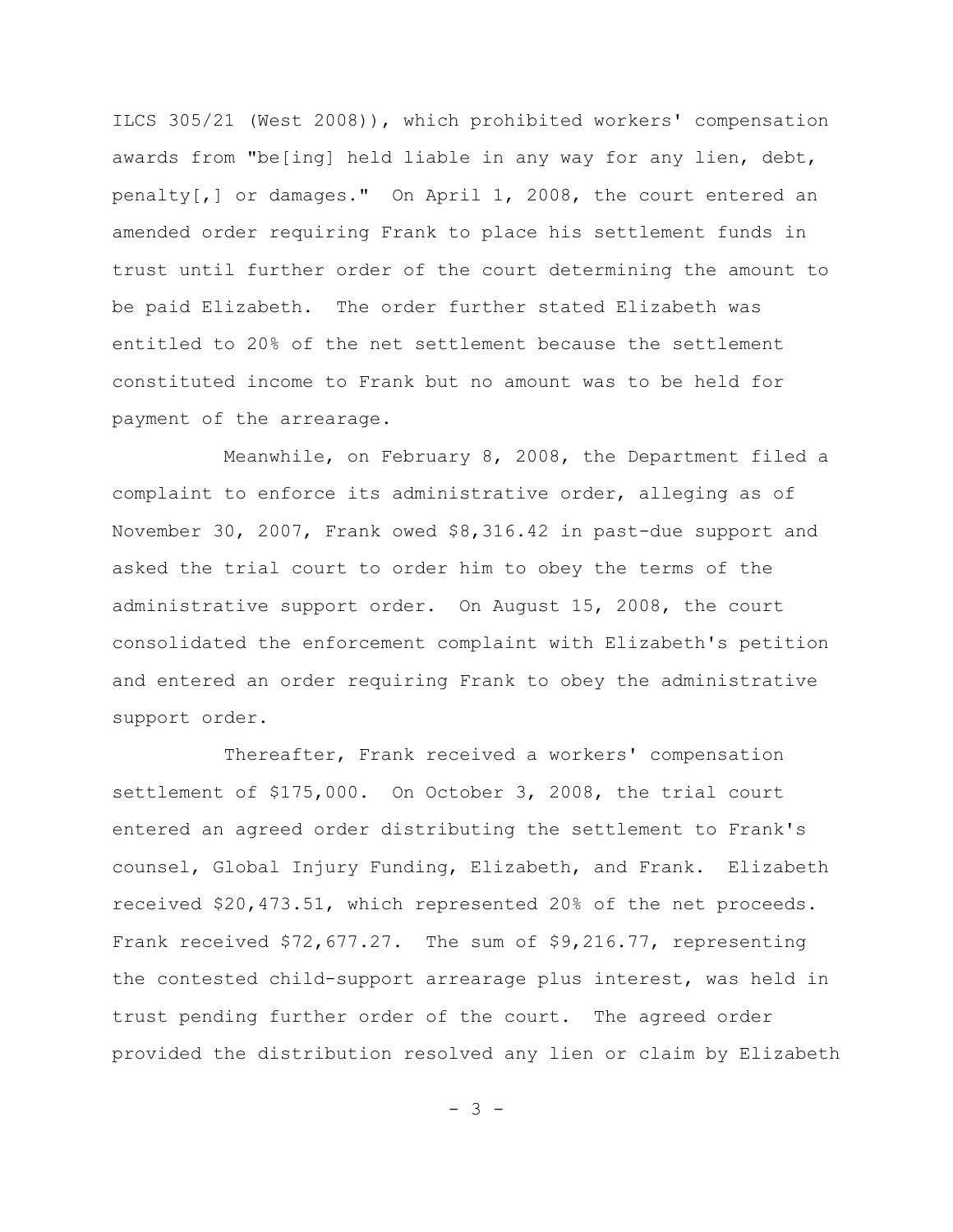ILCS 305/21 (West 2008)), which prohibited workers' compensation awards from "be[ing] held liable in any way for any lien, debt, penalty[,] or damages." On April 1, 2008, the court entered an amended order requiring Frank to place his settlement funds in trust until further order of the court determining the amount to be paid Elizabeth. The order further stated Elizabeth was entitled to 20% of the net settlement because the settlement constituted income to Frank but no amount was to be held for payment of the arrearage.

Meanwhile, on February 8, 2008, the Department filed a complaint to enforce its administrative order, alleging as of November 30, 2007, Frank owed $8,316.42 in past-due support and asked the trial court to order him to obey the terms of the administrative support order. On August 15, 2008, the court consolidated the enforcement complaint with Elizabeth's petition and entered an order requiring Frank to obey the administrative support order.

Thereafter, Frank received a workers' compensation settlement of $175,000. On October 3, 2008, the trial court entered an agreed order distributing the settlement to Frank's counsel, Global Injury Funding, Elizabeth, and Frank. Elizabeth received $20,473.51, which represented 20% of the net proceeds. Frank received $72,677.27. The sum of $9,216.77, representing the contested child-support arrearage plus interest, was held in trust pending further order of the court. The agreed order provided the distribution resolved any lien or claim by Elizabeth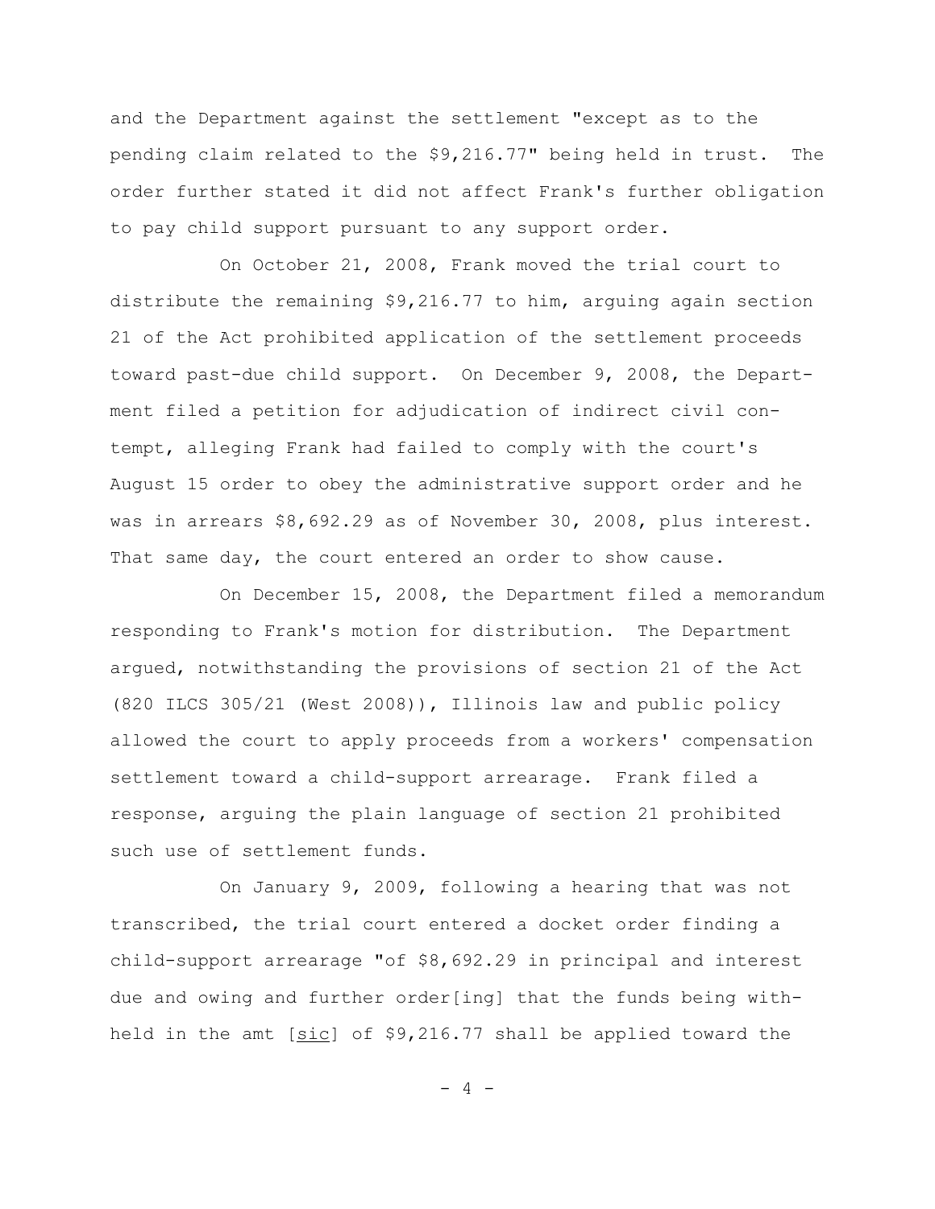and the Department against the settlement "except as to the pending claim related to the $9,216.77" being held in trust. The order further stated it did not affect Frank's further obligation to pay child support pursuant to any support order.

On October 21, 2008, Frank moved the trial court to distribute the remaining $9,216.77 to him, arguing again section 21 of the Act prohibited application of the settlement proceeds toward past-due child support. On December 9, 2008, the Department filed a petition for adjudication of indirect civil contempt, alleging Frank had failed to comply with the court's August 15 order to obey the administrative support order and he was in arrears $8,692.29 as of November 30, 2008, plus interest. That same day, the court entered an order to show cause.

On December 15, 2008, the Department filed a memorandum responding to Frank's motion for distribution. The Department argued, notwithstanding the provisions of section 21 of the Act (820 ILCS 305/21 (West 2008)), Illinois law and public policy allowed the court to apply proceeds from a workers' compensation settlement toward a child-support arrearage. Frank filed a response, arguing the plain language of section 21 prohibited such use of settlement funds.

On January 9, 2009, following a hearing that was not transcribed, the trial court entered a docket order finding a child-support arrearage "of $8,692.29 in principal and interest due and owing and further order[ing] that the funds being withheld in the amt [sic] of $9,216.77 shall be applied toward the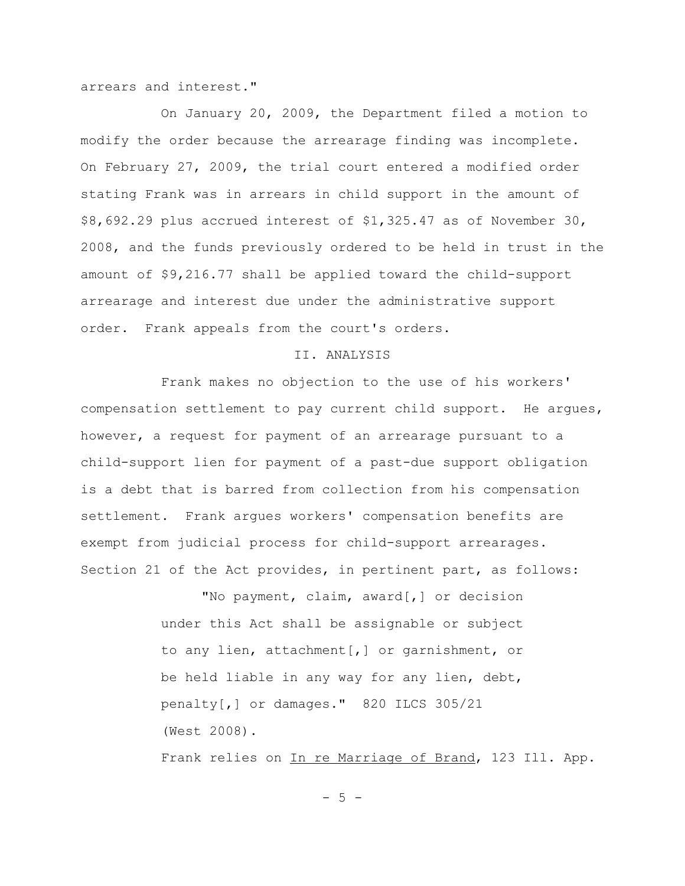arrears and interest."

On January 20, 2009, the Department filed a motion to modify the order because the arrearage finding was incomplete. On February 27, 2009, the trial court entered a modified order stating Frank was in arrears in child support in the amount of $8,692.29 plus accrued interest of $1,325.47 as of November 30, 2008, and the funds previously ordered to be held in trust in the amount of $9,216.77 shall be applied toward the child-support arrearage and interest due under the administrative support order. Frank appeals from the court's orders.

## II. ANALYSIS

Frank makes no objection to the use of his workers' compensation settlement to pay current child support. He argues, however, a request for payment of an arrearage pursuant to a child-support lien for payment of a past-due support obligation is a debt that is barred from collection from his compensation settlement. Frank argues workers' compensation benefits are exempt from judicial process for child-support arrearages. Section 21 of the Act provides, in pertinent part, as follows:

> "No payment, claim, award[,] or decision under this Act shall be assignable or subject to any lien, attachment[,] or garnishment, or be held liable in any way for any lien, debt, penalty[,] or damages." 820 ILCS 305/21 (West 2008).

Frank relies on In re Marriage of Brand, 123 Ill. App.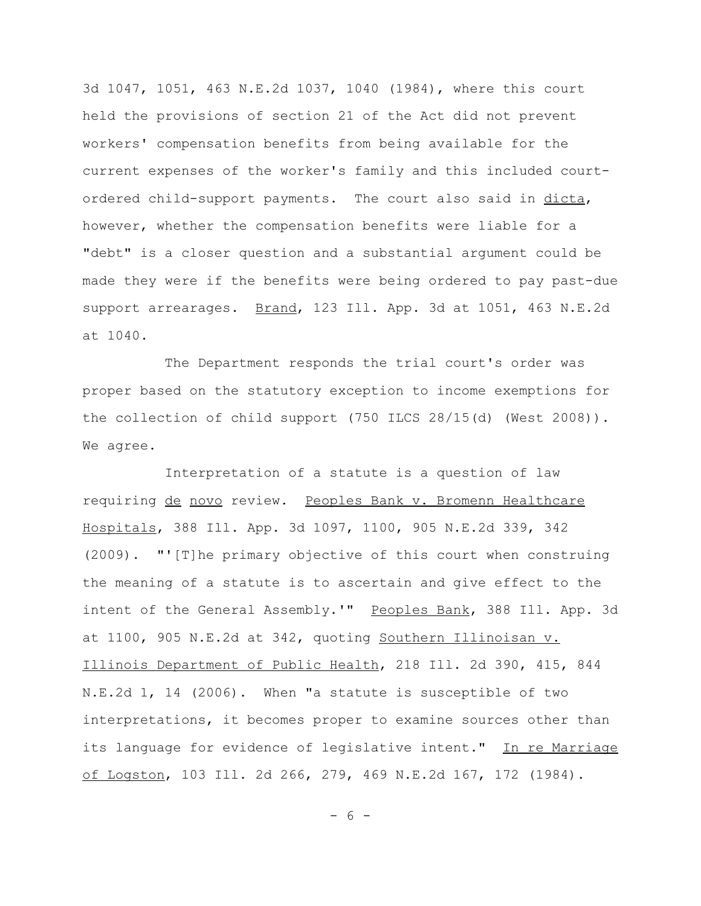3d 1047, 1051, 463 N.E.2d 1037, 1040 (1984), where this court held the provisions of section 21 of the Act did not prevent workers' compensation benefits from being available for the current expenses of the worker's family and this included court-ordered child-support payments. The court also said in _dicta_, however, whether the compensation benefits were liable for a "debt" is a closer question and a substantial argument could be made they were if the benefits were being ordered to pay past-due support arrearages. _Brand_, 123 Ill. App. 3d at 1051, 463 N.E.2d at 1040.

The Department responds the trial court's order was proper based on the statutory exception to income exemptions for the collection of child support (750 ILCS 28/15(d) (West 2008)). We agree.

Interpretation of a statute is a question of law requiring _de novo_ review. _Peoples Bank v. Bromenn Healthcare Hospitals_, 388 Ill. App. 3d 1097, 1100, 905 N.E.2d 339, 342 (2009). "'[T]he primary objective of this court when construing the meaning of a statute is to ascertain and give effect to the intent of the General Assembly.'" _Peoples Bank_, 388 Ill. App. 3d at 1100, 905 N.E.2d at 342, quoting _Southern Illinoisan v. Illinois Department of Public Health_, 218 Ill. 2d 390, 415, 844 N.E.2d 1, 14 (2006). When "a statute is susceptible of two interpretations, it becomes proper to examine sources other than its language for evidence of legislative intent." _In re Marriage of Logston_, 103 Ill. 2d 266, 279, 469 N.E.2d 167, 172 (1984).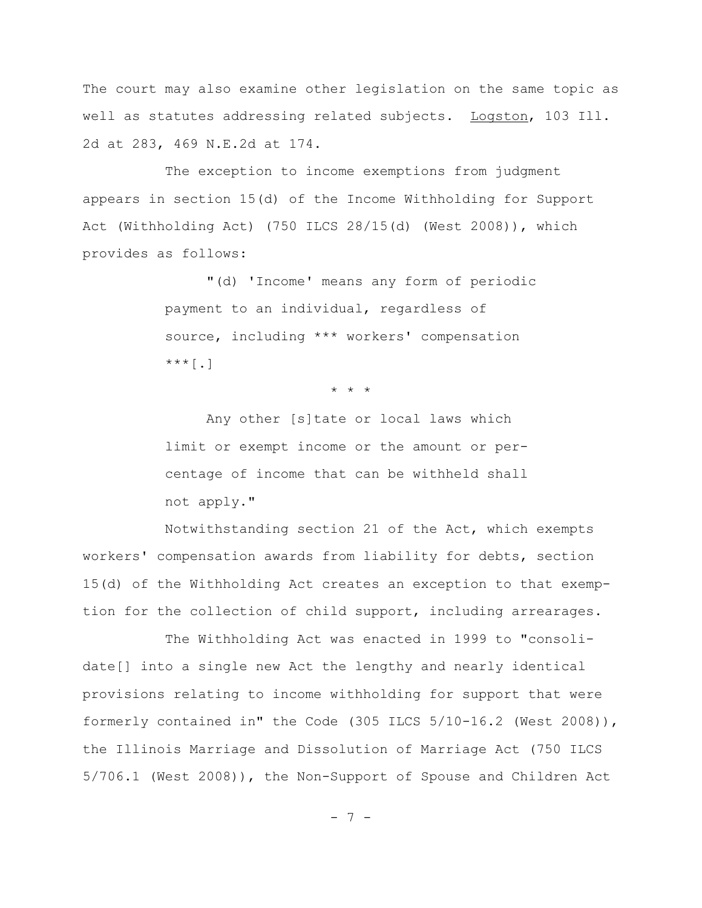The court may also examine other legislation on the same topic as well as statutes addressing related subjects. Logston, 103 Ill. 2d at 283, 469 N.E.2d at 174.

The exception to income exemptions from judgment appears in section 15(d) of the Income Withholding for Support Act (Withholding Act) (750 ILCS 28/15(d) (West 2008)), which provides as follows:

> "(d) 'Income' means any form of periodic payment to an individual, regardless of source, including *** workers' compensation ***[.]
>
> * * *
>
> Any other [s]tate or local laws which limit or exempt income or the amount or percentage of income that can be withheld shall not apply."

Notwithstanding section 21 of the Act, which exempts workers' compensation awards from liability for debts, section 15(d) of the Withholding Act creates an exception to that exemption for the collection of child support, including arrearages.

The Withholding Act was enacted in 1999 to "consolidate[] into a single new Act the lengthy and nearly identical provisions relating to income withholding for support that were formerly contained in" the Code (305 ILCS 5/10-16.2 (West 2008)), the Illinois Marriage and Dissolution of Marriage Act (750 ILCS 5/706.1 (West 2008)), the Non-Support of Spouse and Children Act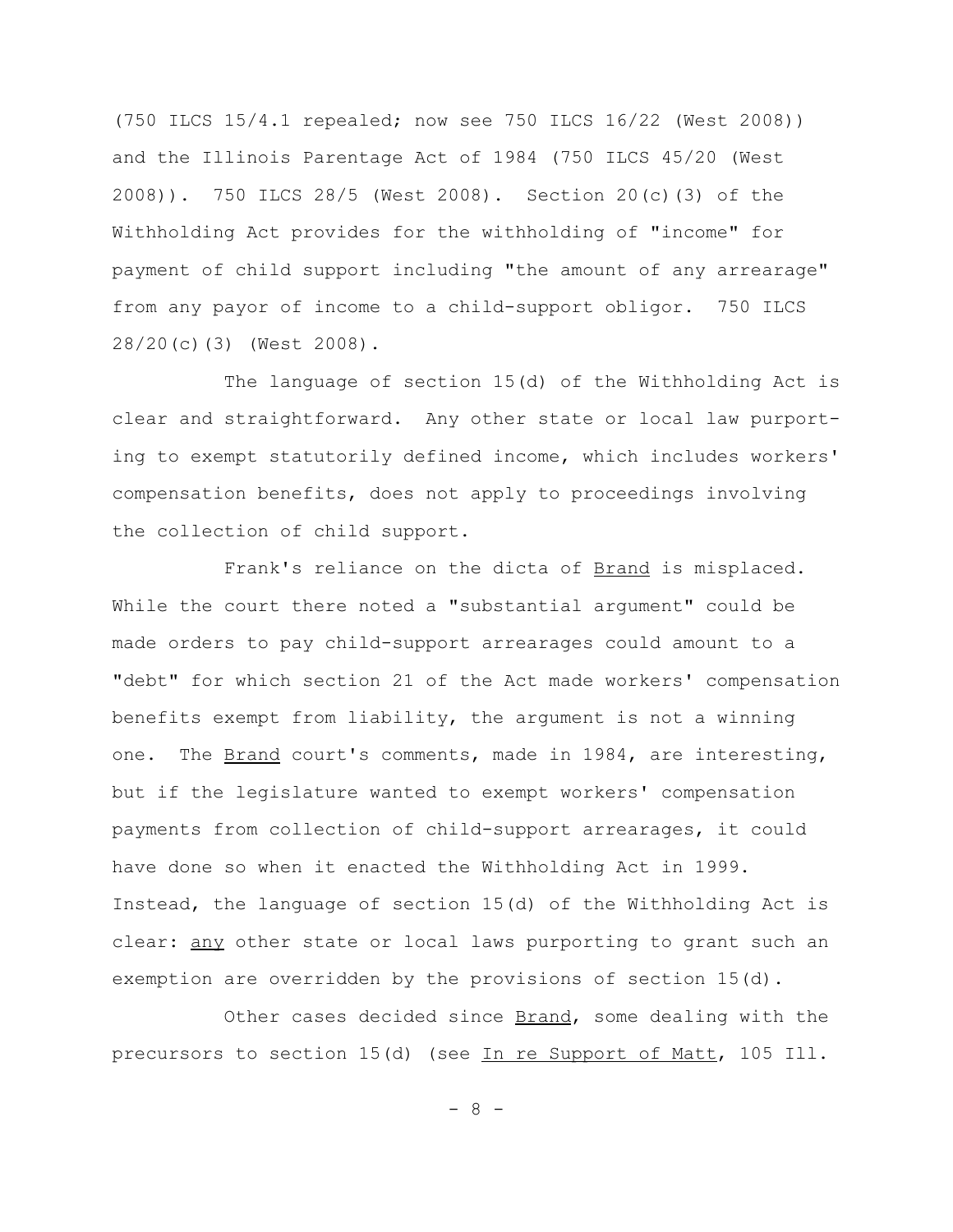(750 ILCS 15/4.1 repealed; now see 750 ILCS 16/22 (West 2008)) and the Illinois Parentage Act of 1984 (750 ILCS 45/20 (West 2008)). 750 ILCS 28/5 (West 2008). Section 20(c)(3) of the Withholding Act provides for the withholding of "income" for payment of child support including "the amount of any arrearage" from any payor of income to a child-support obligor. 750 ILCS 28/20(c)(3) (West 2008).

The language of section 15(d) of the Withholding Act is clear and straightforward. Any other state or local law purporting to exempt statutorily defined income, which includes workers' compensation benefits, does not apply to proceedings involving the collection of child support.

Frank's reliance on the dicta of Brand is misplaced. While the court there noted a "substantial argument" could be made orders to pay child-support arrearages could amount to a "debt" for which section 21 of the Act made workers' compensation benefits exempt from liability, the argument is not a winning one. The Brand court's comments, made in 1984, are interesting, but if the legislature wanted to exempt workers' compensation payments from collection of child-support arrearages, it could have done so when it enacted the Withholding Act in 1999. Instead, the language of section 15(d) of the Withholding Act is clear: any other state or local laws purporting to grant such an exemption are overridden by the provisions of section 15(d).

Other cases decided since Brand, some dealing with the precursors to section 15(d) (see In re Support of Matt, 105 Ill.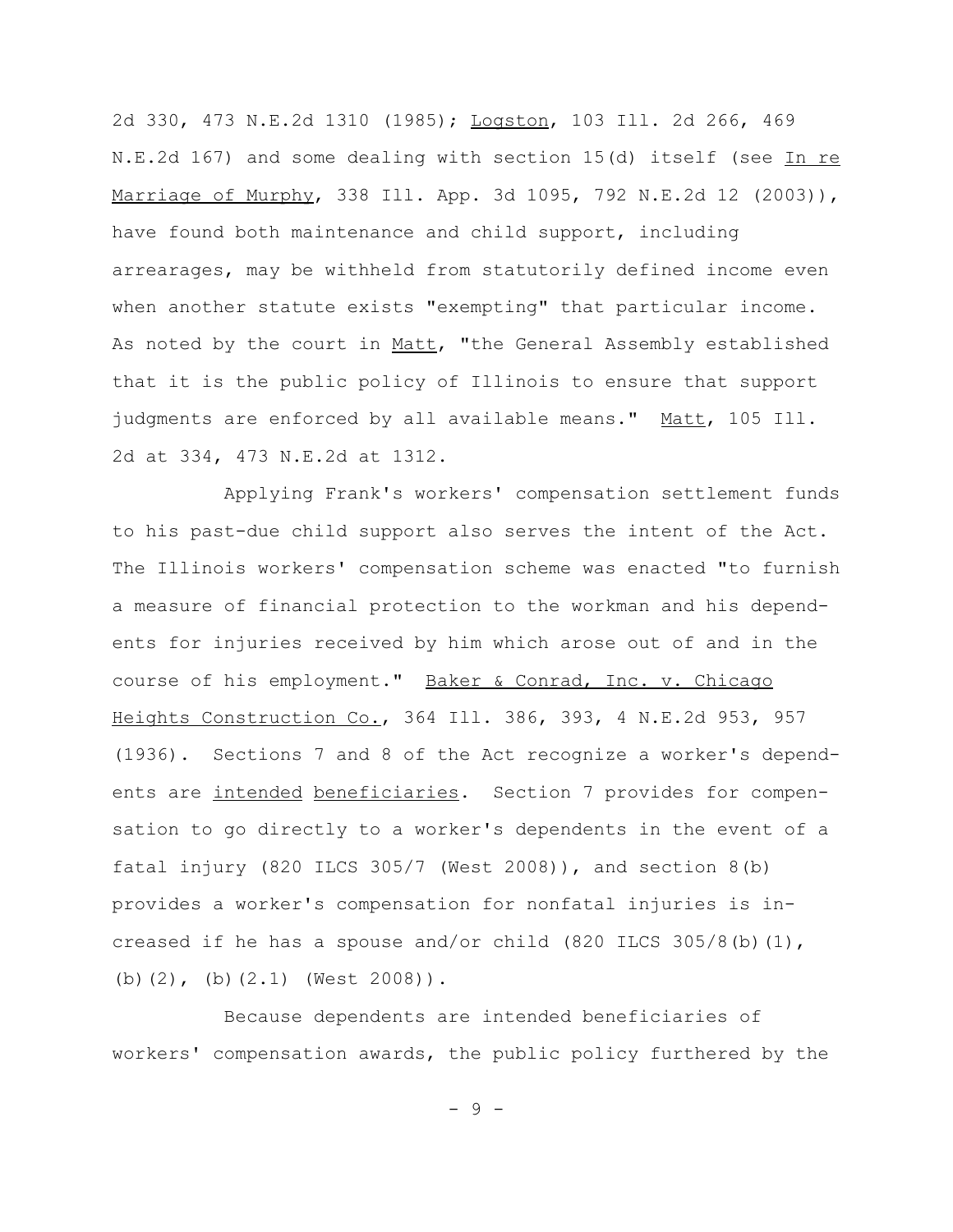2d 330, 473 N.E.2d 1310 (1985); Logston, 103 Ill. 2d 266, 469 N.E.2d 167) and some dealing with section 15(d) itself (see In re Marriage of Murphy, 338 Ill. App. 3d 1095, 792 N.E.2d 12 (2003)), have found both maintenance and child support, including arrearages, may be withheld from statutorily defined income even when another statute exists "exempting" that particular income. As noted by the court in Matt, "the General Assembly established that it is the public policy of Illinois to ensure that support judgments are enforced by all available means." Matt, 105 Ill. 2d at 334, 473 N.E.2d at 1312.

Applying Frank's workers' compensation settlement funds to his past-due child support also serves the intent of the Act. The Illinois workers' compensation scheme was enacted "to furnish a measure of financial protection to the workman and his dependents for injuries received by him which arose out of and in the course of his employment." Baker & Conrad, Inc. v. Chicago Heights Construction Co., 364 Ill. 386, 393, 4 N.E.2d 953, 957 (1936). Sections 7 and 8 of the Act recognize a worker's dependents are *intended* beneficiaries. Section 7 provides for compensation to go directly to a worker's dependents in the event of a fatal injury (820 ILCS 305/7 (West 2008)), and section 8(b) provides a worker's compensation for nonfatal injuries is increased if he has a spouse and/or child (820 ILCS 305/8(b)(1), (b)(2), (b)(2.1) (West 2008)).

Because dependents are intended beneficiaries of workers' compensation awards, the public policy furthered by the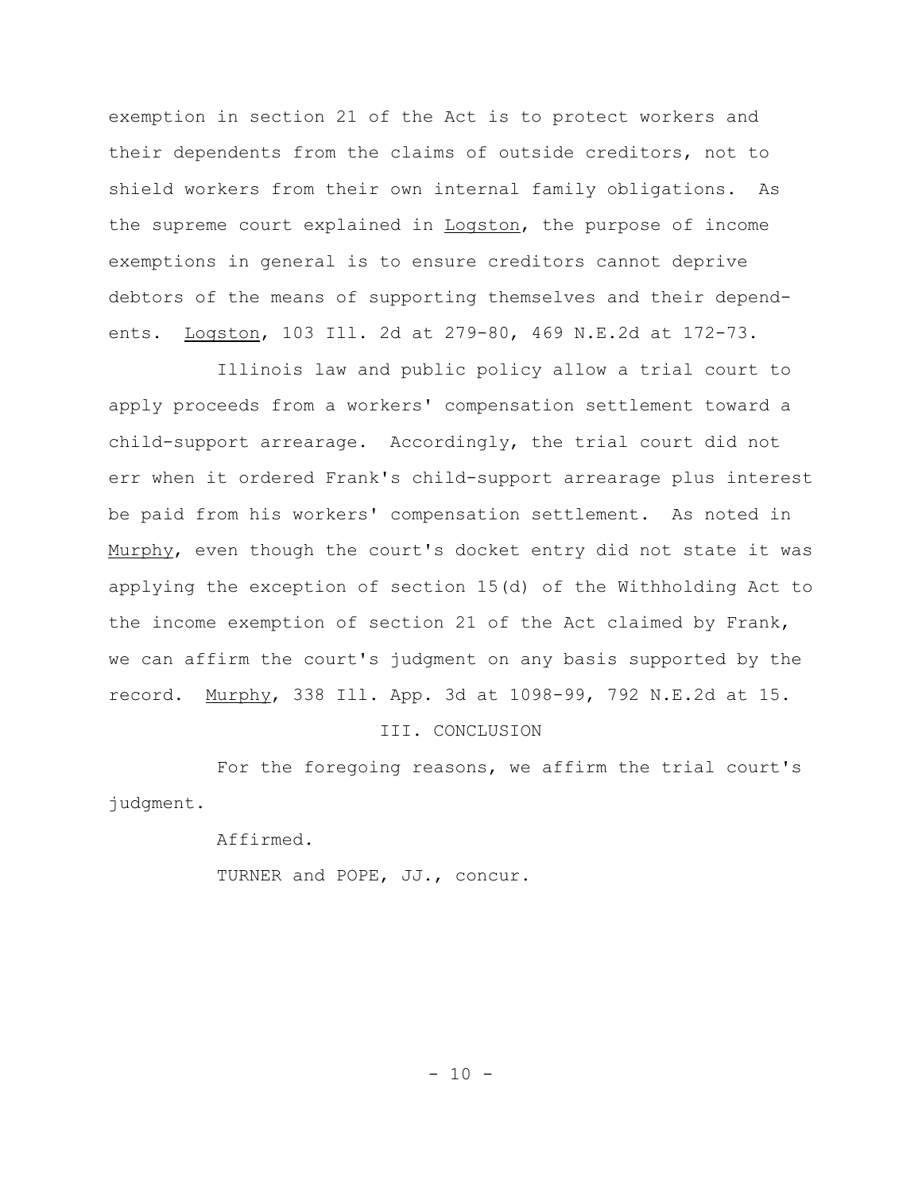exemption in section 21 of the Act is to protect workers and their dependents from the claims of outside creditors, not to shield workers from their own internal family obligations. As the supreme court explained in Logston, the purpose of income exemptions in general is to ensure creditors cannot deprive debtors of the means of supporting themselves and their dependents. Logston, 103 Ill. 2d at 279-80, 469 N.E.2d at 172-73.

Illinois law and public policy allow a trial court to apply proceeds from a workers' compensation settlement toward a child-support arrearage. Accordingly, the trial court did not err when it ordered Frank's child-support arrearage plus interest be paid from his workers' compensation settlement. As noted in Murphy, even though the court's docket entry did not state it was applying the exception of section 15(d) of the Withholding Act to the income exemption of section 21 of the Act claimed by Frank, we can affirm the court's judgment on any basis supported by the record. Murphy, 338 Ill. App. 3d at 1098-99, 792 N.E.2d at 15.

## III. CONCLUSION

For the foregoing reasons, we affirm the trial court's judgment.

Affirmed.

TURNER and POPE, JJ., concur.